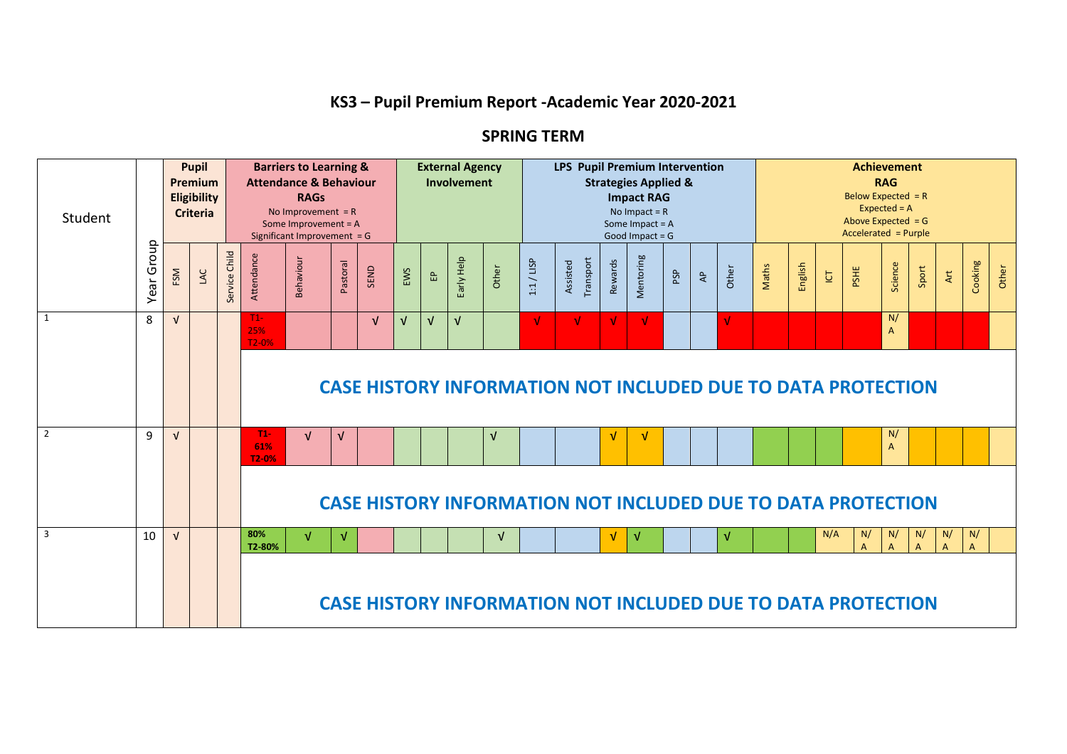# KS3 – Pupil Premium Report -Academic Year 2020-2021

## SPRING TERM

| Student | Year Group | Pupil Premium Eligibility Criteria | | | Barriers to Learning & Attendance & Behaviour RAGs<br>No Improvement = R<br>Some Improvement = A<br>Significant Improvement = G | | | | External Agency Involvement | | | | LPS Pupil Premium Intervention Strategies Applied & Impact RAG<br>No Impact = R<br>Some Impact = A<br>Good Impact = G | | | | | | | Achievement RAG<br>Below Expected = R<br>Expected = A<br>Above Expected = G<br>Accelerated = Purple | | | | | | | | |
|---|---|---|---|---|---|---|---|---|---|---|---|---|---|---|---|---|---|---|---|---|---|---|---|---|---|---|---|---|
| | | FSM | LAC | Service Child | Attendance | Behaviour | Pastoral | SEND | EWS | EP | Early Help | Other | 1:1 / LISP | Assisted Transport | Rewards | Mentoring | PSP | AP | Other | Maths | English | ICT | PSHE | Science | Sport | Art | Cooking | Other |
| 1 | 8 | √ | | | T1-25%<br>T2-0% | | | √ | √ | √ | √ | | √ | √ | √ | √ | | | √ | | | | | N/A | | | | |
| | | | | | CASE HISTORY INFORMATION NOT INCLUDED DUE TO DATA PROTECTION | | | | | | | | | | | | | | | | | | | | | | | |
| 2 | 9 | √ | | | T1-61%<br>T2-0% | √ | √ | | | | | √ | | | √ | √ | | | | | | | | N/A | | | | |
| | | | | | CASE HISTORY INFORMATION NOT INCLUDED DUE TO DATA PROTECTION | | | | | | | | | | | | | | | | | | | | | | | |
| 3 | 10 | √ | | | 80%<br>T2-80% | √ | √ | | | | | √ | | | √ | √ | | | √ | | | N/A | N/A | N/A | N/A | N/A | N/A | |
| | | | | | CASE HISTORY INFORMATION NOT INCLUDED DUE TO DATA PROTECTION | | | | | | | | | | | | | | | | | | | | | | | |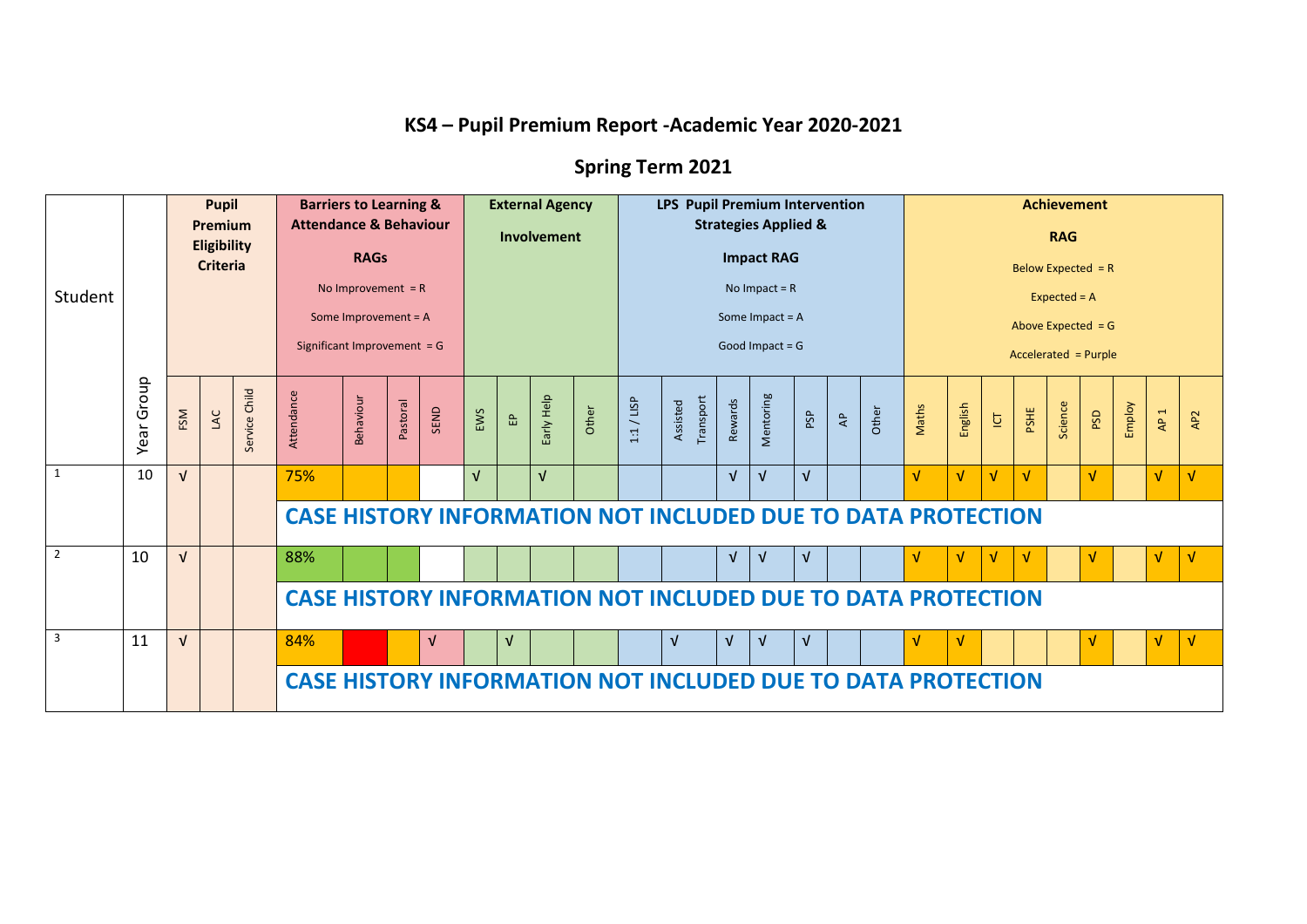# KS4 – Pupil Premium Report -Academic Year 2020-2021

## Spring Term 2021

| Student | Year Group | Pupil Premium Eligibility Criteria | | | Barriers to Learning & Attendance & Behaviour RAGs (No Improvement = R, Some Improvement = A, Significant Improvement = G) | | | | External Agency Involvement | | | | LPS Pupil Premium Intervention Strategies Applied & Impact RAG (No Impact = R, Some Impact = A, Good Impact = G) | | | | | | | Achievement RAG (Below Expected = R, Expected = A, Above Expected = G, Accelerated = Purple) | | | | | | | | |
|---|---|---|---|---|---|---|---|---|---|---|---|---|---|---|---|---|---|---|---|---|---|---|---|---|---|---|---|---|
| | | FSM | LAC | Service Child | Attendance | Behaviour | Pastoral | SEND | EWS | EP | Early Help | Other | 1:1 / LISP | Assisted Transport | Rewards | Mentoring | PSP | AP | Other | Maths | English | ICT | PSHE | Science | PSD | Employ | AP 1 | AP2 |
| 1 | 10 | √ | | | 75% | | | | √ | | √ | | | | √ | √ | √ | | | √ | √ | √ | √ | | √ | | √ | √ |
| | | | | | CASE HISTORY INFORMATION NOT INCLUDED DUE TO DATA PROTECTION | | | | | | | | | | | | | | | | | | | | | | | |
| 2 | 10 | √ | | | 88% | | | | | | | | | | √ | √ | √ | | | √ | √ | √ | √ | | √ | | √ | √ |
| | | | | | CASE HISTORY INFORMATION NOT INCLUDED DUE TO DATA PROTECTION | | | | | | | | | | | | | | | | | | | | | | | |
| 3 | 11 | √ | | | 84% | | | √ | | √ | | | | √ | √ | √ | √ | | | √ | √ | | | | √ | | √ | √ |
| | | | | | CASE HISTORY INFORMATION NOT INCLUDED DUE TO DATA PROTECTION | | | | | | | | | | | | | | | | | | | | | | | |